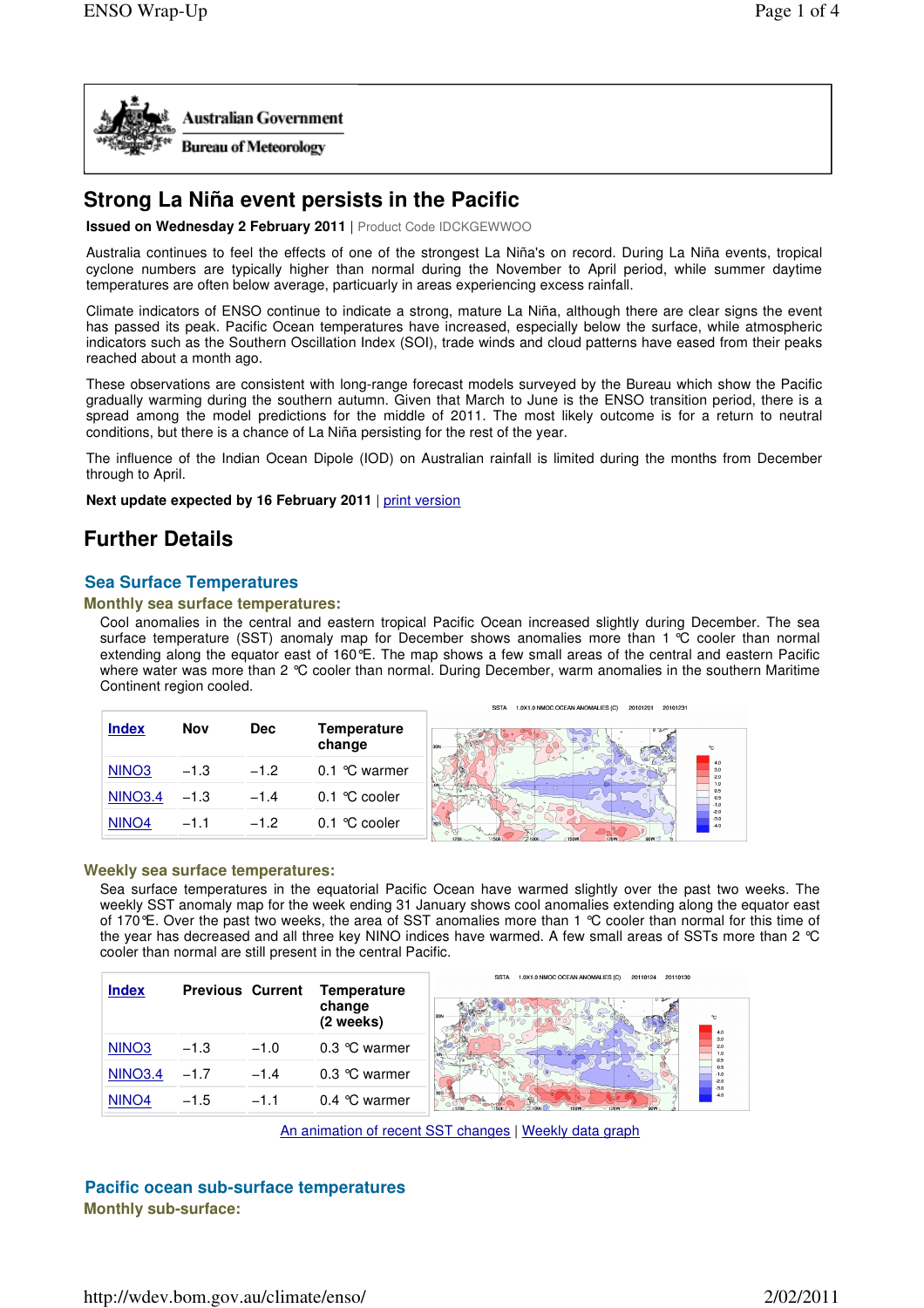Australian Government

Bureau of Meteorology

# Strong La Niña event persists in the Pacific

**Issued on Wednesday 2 February 2011** | Product Code IDCKGEWWOO

Australia continues to feel the effects of one of the strongest La Niña's on record. During La Niña events, tropical cyclone numbers are typically higher than normal during the November to April period, while summer daytime temperatures are often below average, particuarly in areas experiencing excess rainfall.

Climate indicators of ENSO continue to indicate a strong, mature La Niña, although there are clear signs the event has passed its peak. Pacific Ocean temperatures have increased, especially below the surface, while atmospheric indicators such as the Southern Oscillation Index (SOI), trade winds and cloud patterns have eased from their peaks reached about a month ago.

These observations are consistent with long-range forecast models surveyed by the Bureau which show the Pacific gradually warming during the southern autumn. Given that March to June is the ENSO transition period, there is a spread among the model predictions for the middle of 2011. The most likely outcome is for a return to neutral conditions, but there is a chance of La Niña persisting for the rest of the year.

The influence of the Indian Ocean Dipole (IOD) on Australian rainfall is limited during the months from December through to April.

**Next update expected by 16 February 2011** | print version

## Further Details

### Sea Surface Temperatures

#### Monthly sea surface temperatures:

Cool anomalies in the central and eastern tropical Pacific Ocean increased slightly during December. The sea surface temperature (SST) anomaly map for December shows anomalies more than 1 ℃ cooler than normal extending along the equator east of 160℃E. The map shows a few small areas of the central and eastern Pacific where water was more than 2 ℃ cooler than normal. During December, warm anomalies in the southern Maritime Continent region cooled.

| Index | Nov | Dec | Temperature change |
|---|---|---|---|
| NINO3 | −1.3 | −1.2 | 0.1 ℃ warmer |
| NINO3.4 | −1.3 | −1.4 | 0.1 ℃ cooler |
| NINO4 | −1.1 | −1.2 | 0.1 ℃ cooler |

#### Weekly sea surface temperatures:

Sea surface temperatures in the equatorial Pacific Ocean have warmed slightly over the past two weeks. The weekly SST anomaly map for the week ending 31 January shows cool anomalies extending along the equator east of 170℃E. Over the past two weeks, the area of SST anomalies more than 1 ℃ cooler than normal for this time of the year has decreased and all three key NINO indices have warmed. A few small areas of SSTs more than 2 ℃ cooler than normal are still present in the central Pacific.

| Index | Previous | Current | Temperature change (2 weeks) |
|---|---|---|---|
| NINO3 | −1.3 | −1.0 | 0.3 ℃ warmer |
| NINO3.4 | −1.7 | −1.4 | 0.3 ℃ warmer |
| NINO4 | −1.5 | −1.1 | 0.4 ℃ warmer |

An animation of recent SST changes | Weekly data graph

### Pacific ocean sub-surface temperatures

#### Monthly sub-surface: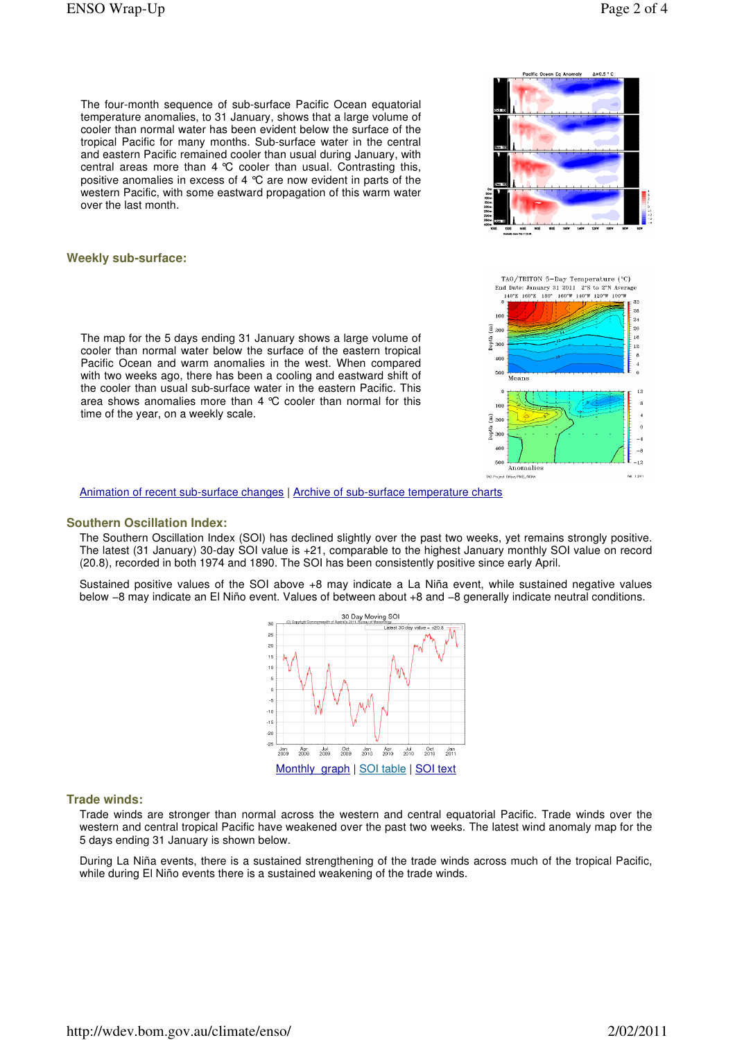The four-month sequence of sub-surface Pacific Ocean equatorial temperature anomalies, to 31 January, shows that a large volume of cooler than normal water has been evident below the surface of the tropical Pacific for many months. Sub-surface water in the central and eastern Pacific remained cooler than usual during January, with central areas more than 4 °C cooler than usual. Contrasting this, positive anomalies in excess of 4 °C are now evident in parts of the western Pacific, with some eastward propagation of this warm water over the last month.

## Weekly sub-surface:

The map for the 5 days ending 31 January shows a large volume of cooler than normal water below the surface of the eastern tropical Pacific Ocean and warm anomalies in the west. When compared with two weeks ago, there has been a cooling and eastward shift of the cooler than usual sub-surface water in the eastern Pacific. This area shows anomalies more than 4 °C cooler than normal for this time of the year, on a weekly scale.

Animation of recent sub-surface changes | Archive of sub-surface temperature charts

## Southern Oscillation Index:

The Southern Oscillation Index (SOI) has declined slightly over the past two weeks, yet remains strongly positive. The latest (31 January) 30-day SOI value is +21, comparable to the highest January monthly SOI value on record (20.8), recorded in both 1974 and 1890. The SOI has been consistently positive since early April.

Sustained positive values of the SOI above +8 may indicate a La Niña event, while sustained negative values below −8 may indicate an El Niño event. Values of between about +8 and −8 generally indicate neutral conditions.

Monthly graph | SOI table | SOI text

## Trade winds:

Trade winds are stronger than normal across the western and central equatorial Pacific. Trade winds over the western and central tropical Pacific have weakened over the past two weeks. The latest wind anomaly map for the 5 days ending 31 January is shown below.

During La Niña events, there is a sustained strengthening of the trade winds across much of the tropical Pacific, while during El Niño events there is a sustained weakening of the trade winds.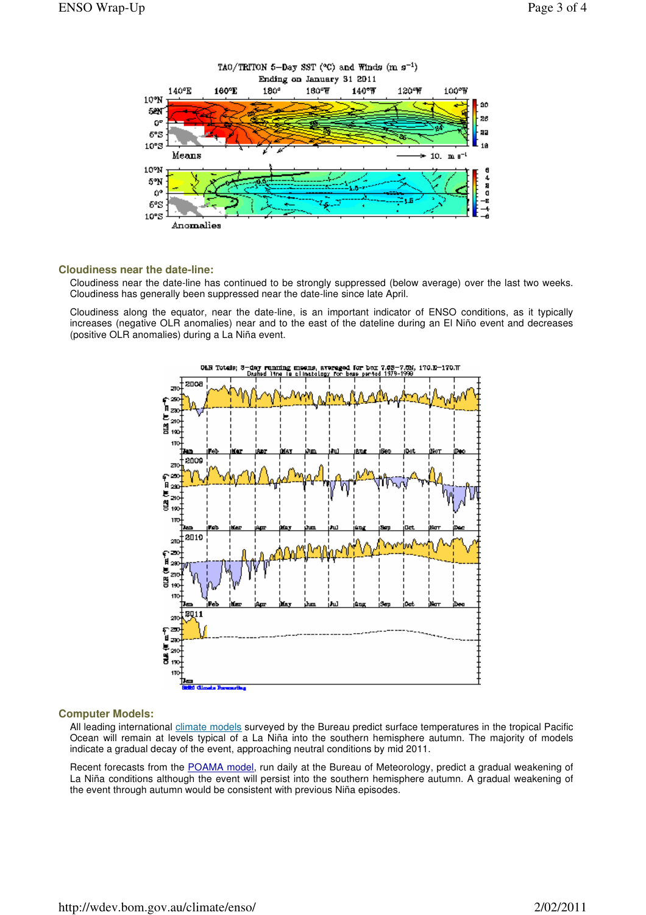## Cloudiness near the date-line:

Cloudiness near the date-line has continued to be strongly suppressed (below average) over the last two weeks. Cloudiness has generally been suppressed near the date-line since late April.

Cloudiness along the equator, near the date-line, is an important indicator of ENSO conditions, as it typically increases (negative OLR anomalies) near and to the east of the dateline during an El Niño event and decreases (positive OLR anomalies) during a La Niña event.

## Computer Models:

All leading international climate models surveyed by the Bureau predict surface temperatures in the tropical Pacific Ocean will remain at levels typical of a La Niña into the southern hemisphere autumn. The majority of models indicate a gradual decay of the event, approaching neutral conditions by mid 2011.

Recent forecasts from the POAMA model, run daily at the Bureau of Meteorology, predict a gradual weakening of La Niña conditions although the event will persist into the southern hemisphere autumn. A gradual weakening of the event through autumn would be consistent with previous Niña episodes.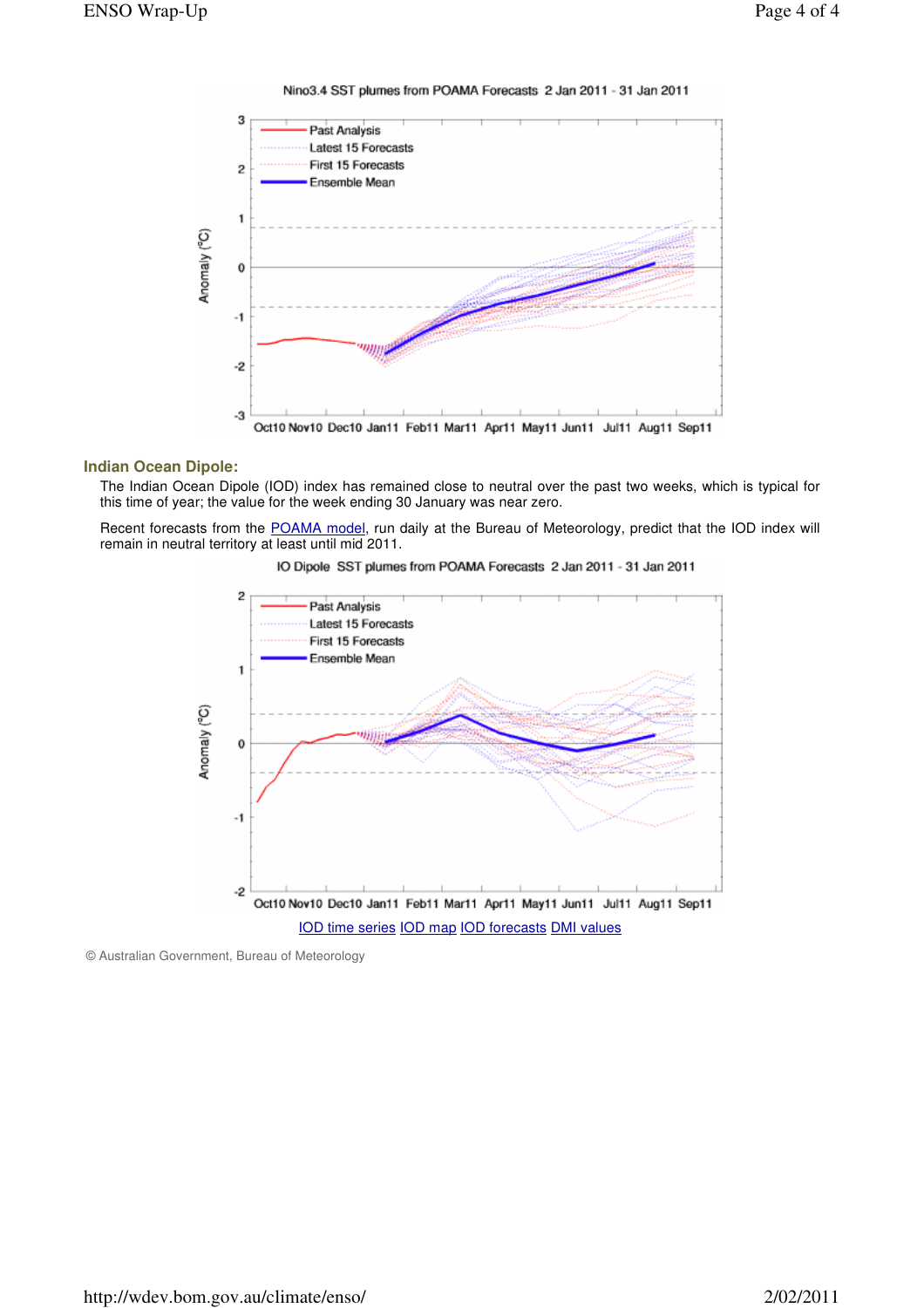Nino3.4 SST plumes from POAMA Forecasts 2 Jan 2011 - 31 Jan 2011

Past Analysis
Latest 15 Forecasts
First 15 Forecasts
Ensemble Mean

Anomaly (°C)

3
2
1
0
-1
-2
-3

Oct10 Nov10 Dec10 Jan11 Feb11 Mar11 Apr11 May11 Jun11 Jul11 Aug11 Sep11

## Indian Ocean Dipole:

The Indian Ocean Dipole (IOD) index has remained close to neutral over the past two weeks, which is typical for this time of year; the value for the week ending 30 January was near zero.

Recent forecasts from the POAMA model, run daily at the Bureau of Meteorology, predict that the IOD index will remain in neutral territory at least until mid 2011.

IO Dipole SST plumes from POAMA Forecasts 2 Jan 2011 - 31 Jan 2011

Past Analysis
Latest 15 Forecasts
First 15 Forecasts
Ensemble Mean

Anomaly (°C)

2
1
0
-1
-2

Oct10 Nov10 Dec10 Jan11 Feb11 Mar11 Apr11 May11 Jun11 Jul11 Aug11 Sep11

IOD time series IOD map IOD forecasts DMI values

© Australian Government, Bureau of Meteorology